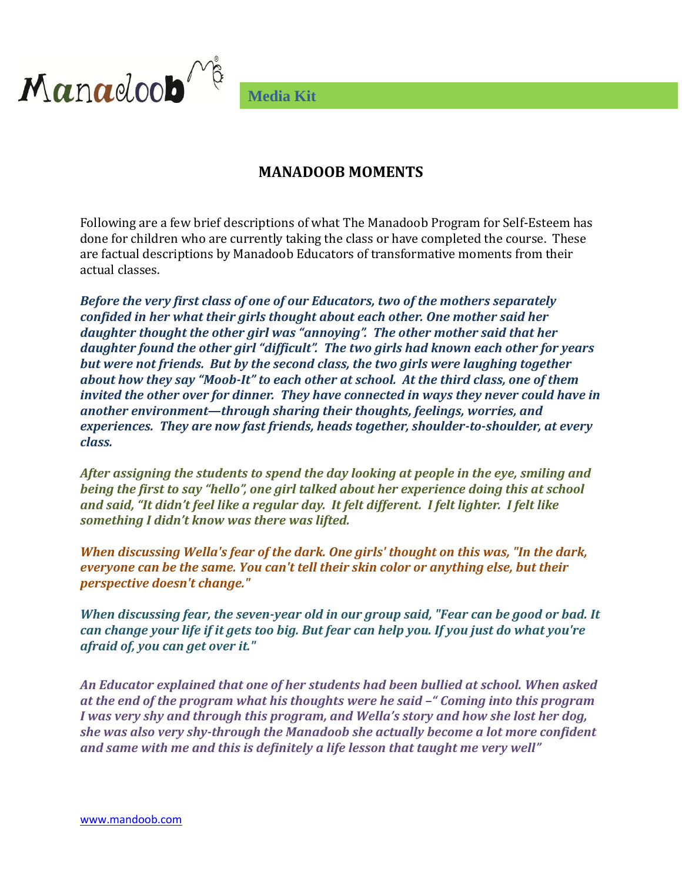Manadoob®

Media Kit

## MANADOOB MOMENTS

Following are a few brief descriptions of what The Manadoob Program for Self-Esteem has done for children who are currently taking the class or have completed the course. These are factual descriptions by Manadoob Educators of transformative moments from their actual classes.

***Before the very first class of one of our Educators, two of the mothers separately confided in her what their girls thought about each other. One mother said her daughter thought the other girl was "annoying". The other mother said that her daughter found the other girl "difficult". The two girls had known each other for years but were not friends. But by the second class, the two girls were laughing together about how they say "Moob-It" to each other at school. At the third class, one of them invited the other over for dinner. They have connected in ways they never could have in another environment—through sharing their thoughts, feelings, worries, and experiences. They are now fast friends, heads together, shoulder-to-shoulder, at every class.***

***After assigning the students to spend the day looking at people in the eye, smiling and being the first to say "hello", one girl talked about her experience doing this at school and said, "It didn't feel like a regular day. It felt different. I felt lighter. I felt like something I didn't know was there was lifted.***

***When discussing Wella's fear of the dark. One girls' thought on this was, "In the dark, everyone can be the same. You can't tell their skin color or anything else, but their perspective doesn't change."***

***When discussing fear, the seven-year old in our group said, "Fear can be good or bad. It can change your life if it gets too big. But fear can help you. If you just do what you're afraid of, you can get over it."***

***An Educator explained that one of her students had been bullied at school. When asked at the end of the program what his thoughts were he said –" Coming into this program I was very shy and through this program, and Wella's story and how she lost her dog, she was also very shy-through the Manadoob she actually become a lot more confident and same with me and this is definitely a life lesson that taught me very well"***

www.mandoob.com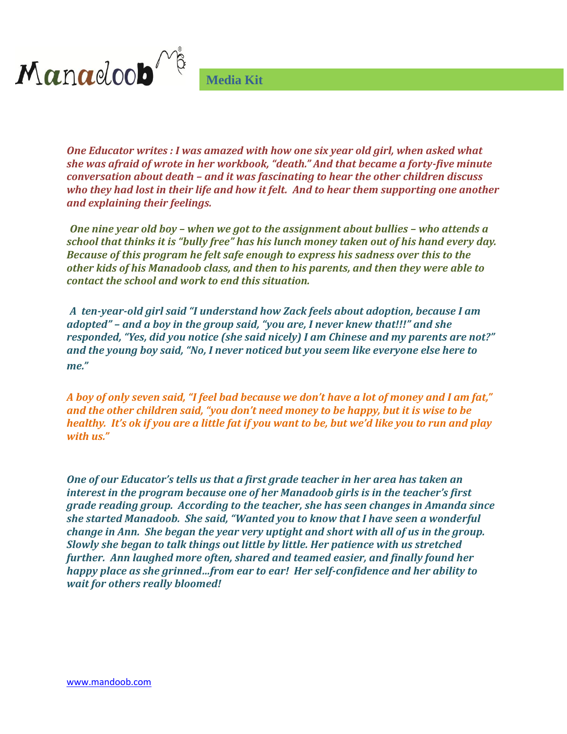Manadoob®

**Media Kit**

***One Educator writes : I was amazed with how one six year old girl, when asked what she was afraid of wrote in her workbook, "death." And that became a forty-five minute conversation about death – and it was fascinating to hear the other children discuss who they had lost in their life and how it felt. And to hear them supporting one another and explaining their feelings.***

***One nine year old boy – when we got to the assignment about bullies – who attends a school that thinks it is "bully free" has his lunch money taken out of his hand every day. Because of this program he felt safe enough to express his sadness over this to the other kids of his Manadoob class, and then to his parents, and then they were able to contact the school and work to end this situation.***

***A ten-year-old girl said "I understand how Zack feels about adoption, because I am adopted" – and a boy in the group said, "you are, I never knew that!!!" and she responded, "Yes, did you notice (she said nicely) I am Chinese and my parents are not?" and the young boy said, "No, I never noticed but you seem like everyone else here to me."***

***A boy of only seven said, "I feel bad because we don't have a lot of money and I am fat," and the other children said, "you don't need money to be happy, but it is wise to be healthy. It's ok if you are a little fat if you want to be, but we'd like you to run and play with us."***

***One of our Educator's tells us that a first grade teacher in her area has taken an interest in the program because one of her Manadoob girls is in the teacher's first grade reading group. According to the teacher, she has seen changes in Amanda since she started Manadoob. She said, "Wanted you to know that I have seen a wonderful change in Ann. She began the year very uptight and short with all of us in the group. Slowly she began to talk things out little by little. Her patience with us stretched further. Ann laughed more often, shared and teamed easier, and finally found her happy place as she grinned…from ear to ear! Her self-confidence and her ability to wait for others really bloomed!***

www.mandoob.com